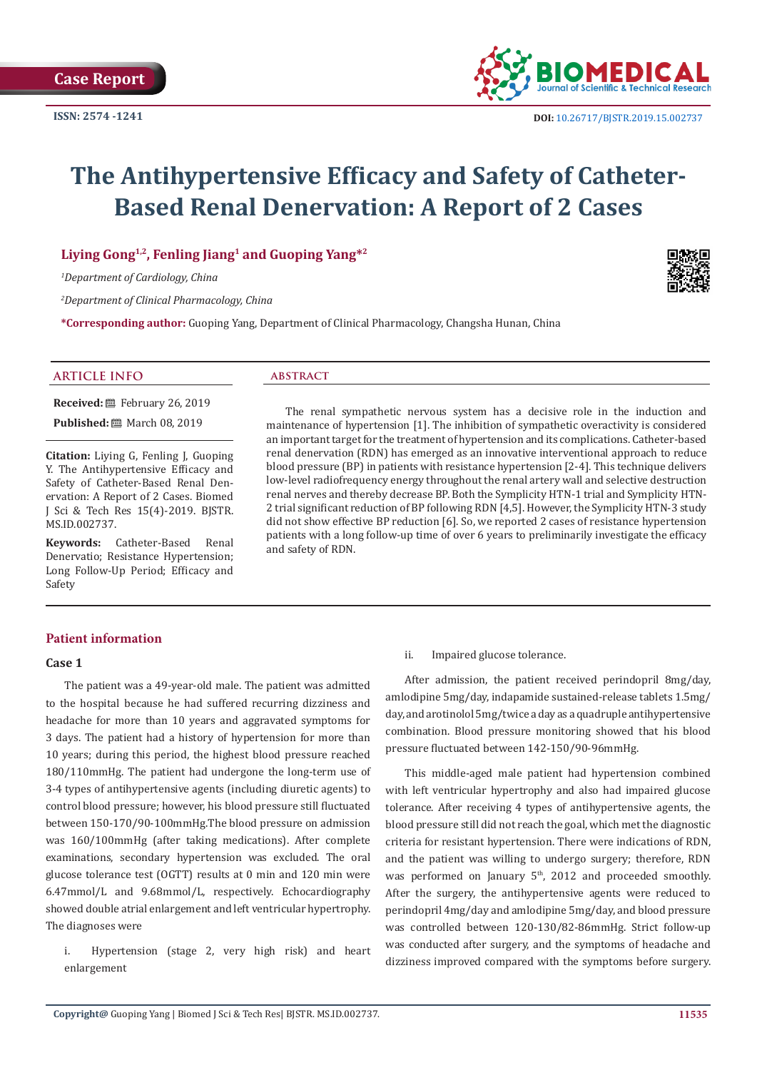Case Report

ISSN: 2574 -1241

DOI: 10.26717/BJSTR.2019.15.002737

# The Antihypertensive Efficacy and Safety of Catheter-Based Renal Denervation: A Report of 2 Cases

**Liying Gong[1,2], Fenling Jiang[1] and Guoping Yang*[2]**

[1]*Department of Cardiology, China*

[2]*Department of Clinical Pharmacology, China*

***Corresponding author:** Guoping Yang, Department of Clinical Pharmacology, Changsha Hunan, China

## ARTICLE INFO

**Received:** February 26, 2019

**Published:** March 08, 2019

**Citation:** Liying G, Fenling J, Guoping Y. The Antihypertensive Efficacy and Safety of Catheter-Based Renal Denervation: A Report of 2 Cases. Biomed J Sci & Tech Res 15(4)-2019. BJSTR. MS.ID.002737.

**Keywords:** Catheter-Based Renal Denervatio; Resistance Hypertension; Long Follow-Up Period; Efficacy and Safety

## ABSTRACT

The renal sympathetic nervous system has a decisive role in the induction and maintenance of hypertension [1]. The inhibition of sympathetic overactivity is considered an important target for the treatment of hypertension and its complications. Catheter-based renal denervation (RDN) has emerged as an innovative interventional approach to reduce blood pressure (BP) in patients with resistance hypertension [2-4]. This technique delivers low-level radiofrequency energy throughout the renal artery wall and selective destruction renal nerves and thereby decrease BP. Both the Symplicity HTN-1 trial and Symplicity HTN-2 trial significant reduction of BP following RDN [4,5]. However, the Symplicity HTN-3 study did not show effective BP reduction [6]. So, we reported 2 cases of resistance hypertension patients with a long follow-up time of over 6 years to preliminarily investigate the efficacy and safety of RDN.

## Patient information

### Case 1

The patient was a 49-year-old male. The patient was admitted to the hospital because he had suffered recurring dizziness and headache for more than 10 years and aggravated symptoms for 3 days. The patient had a history of hypertension for more than 10 years; during this period, the highest blood pressure reached 180/110mmHg. The patient had undergone the long-term use of 3-4 types of antihypertensive agents (including diuretic agents) to control blood pressure; however, his blood pressure still fluctuated between 150-170/90-100mmHg.The blood pressure on admission was 160/100mmHg (after taking medications). After complete examinations, secondary hypertension was excluded. The oral glucose tolerance test (OGTT) results at 0 min and 120 min were 6.47mmol/L and 9.68mmol/L, respectively. Echocardiography showed double atrial enlargement and left ventricular hypertrophy. The diagnoses were

i. Hypertension (stage 2, very high risk) and heart enlargement

ii. Impaired glucose tolerance.

After admission, the patient received perindopril 8mg/day, amlodipine 5mg/day, indapamide sustained-release tablets 1.5mg/day, and arotinolol 5mg/twice a day as a quadruple antihypertensive combination. Blood pressure monitoring showed that his blood pressure fluctuated between 142-150/90-96mmHg.

This middle-aged male patient had hypertension combined with left ventricular hypertrophy and also had impaired glucose tolerance. After receiving 4 types of antihypertensive agents, the blood pressure still did not reach the goal, which met the diagnostic criteria for resistant hypertension. There were indications of RDN, and the patient was willing to undergo surgery; therefore, RDN was performed on January 5th, 2012 and proceeded smoothly. After the surgery, the antihypertensive agents were reduced to perindopril 4mg/day and amlodipine 5mg/day, and blood pressure was controlled between 120-130/82-86mmHg. Strict follow-up was conducted after surgery, and the symptoms of headache and dizziness improved compared with the symptoms before surgery.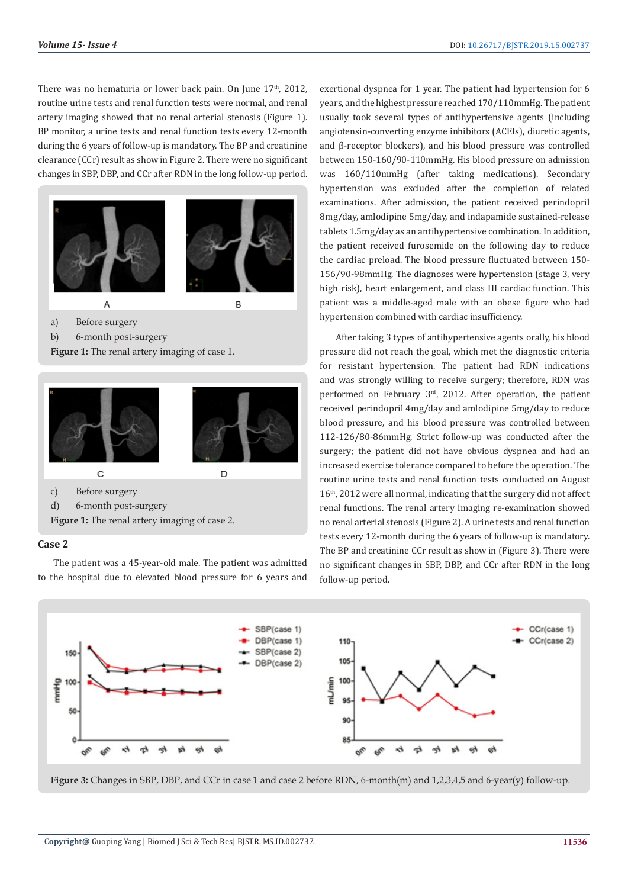There was no hematuria or lower back pain. On June 17th, 2012, routine urine tests and renal function tests were normal, and renal artery imaging showed that no renal arterial stenosis (Figure 1). BP monitor, a urine tests and renal function tests every 12-month during the 6 years of follow-up is mandatory. The BP and creatinine clearance (CCr) result as show in Figure 2. There were no significant changes in SBP, DBP, and CCr after RDN in the long follow-up period.

a) Before surgery

b) 6-month post-surgery

**Figure 1:** The renal artery imaging of case 1.

c) Before surgery

d) 6-month post-surgery

**Figure 1:** The renal artery imaging of case 2.

### Case 2

The patient was a 45-year-old male. The patient was admitted to the hospital due to elevated blood pressure for 6 years and exertional dyspnea for 1 year. The patient had hypertension for 6 years, and the highest pressure reached 170/110mmHg. The patient usually took several types of antihypertensive agents (including angiotensin-converting enzyme inhibitors (ACEIs), diuretic agents, and β-receptor blockers), and his blood pressure was controlled between 150-160/90-110mmHg. His blood pressure on admission was 160/110mmHg (after taking medications). Secondary hypertension was excluded after the completion of related examinations. After admission, the patient received perindopril 8mg/day, amlodipine 5mg/day, and indapamide sustained-release tablets 1.5mg/day as an antihypertensive combination. In addition, the patient received furosemide on the following day to reduce the cardiac preload. The blood pressure fluctuated between 150-156/90-98mmHg. The diagnoses were hypertension (stage 3, very high risk), heart enlargement, and class III cardiac function. This patient was a middle-aged male with an obese figure who had hypertension combined with cardiac insufficiency.

After taking 3 types of antihypertensive agents orally, his blood pressure did not reach the goal, which met the diagnostic criteria for resistant hypertension. The patient had RDN indications and was strongly willing to receive surgery; therefore, RDN was performed on February 3rd, 2012. After operation, the patient received perindopril 4mg/day and amlodipine 5mg/day to reduce blood pressure, and his blood pressure was controlled between 112-126/80-86mmHg. Strict follow-up was conducted after the surgery; the patient did not have obvious dyspnea and had an increased exercise tolerance compared to before the operation. The routine urine tests and renal function tests conducted on August 16th, 2012 were all normal, indicating that the surgery did not affect renal functions. The renal artery imaging re-examination showed no renal arterial stenosis (Figure 2). A urine tests and renal function tests every 12-month during the 6 years of follow-up is mandatory. The BP and creatinine CCr result as show in (Figure 3). There were no significant changes in SBP, DBP, and CCr after RDN in the long follow-up period.

**Figure 3:** Changes in SBP, DBP, and CCr in case 1 and case 2 before RDN, 6-month(m) and 1,2,3,4,5 and 6-year(y) follow-up.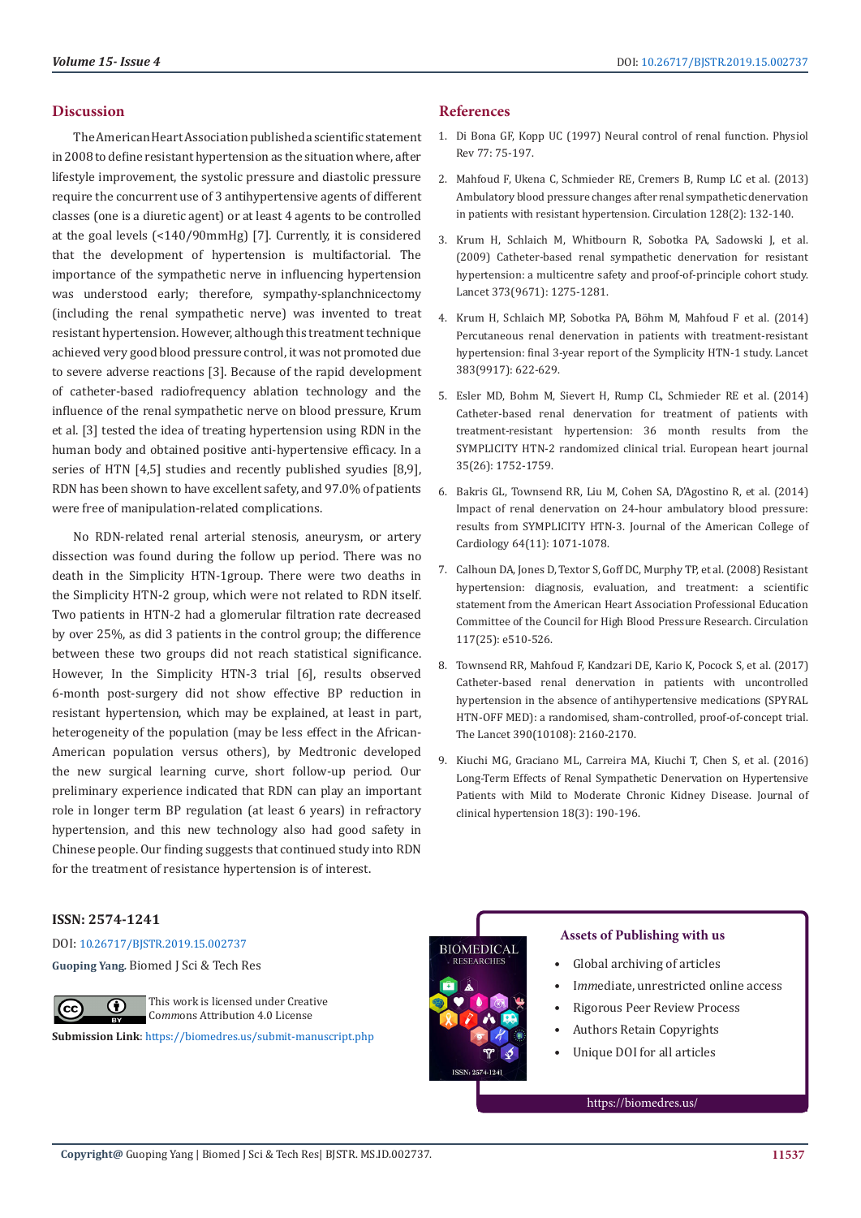## Discussion

The American Heart Association published a scientific statement in 2008 to define resistant hypertension as the situation where, after lifestyle improvement, the systolic pressure and diastolic pressure require the concurrent use of 3 antihypertensive agents of different classes (one is a diuretic agent) or at least 4 agents to be controlled at the goal levels (<140/90mmHg) [7]. Currently, it is considered that the development of hypertension is multifactorial. The importance of the sympathetic nerve in influencing hypertension was understood early; therefore, sympathy-splanchnicectomy (including the renal sympathetic nerve) was invented to treat resistant hypertension. However, although this treatment technique achieved very good blood pressure control, it was not promoted due to severe adverse reactions [3]. Because of the rapid development of catheter-based radiofrequency ablation technology and the influence of the renal sympathetic nerve on blood pressure, Krum et al. [3] tested the idea of treating hypertension using RDN in the human body and obtained positive anti-hypertensive efficacy. In a series of HTN [4,5] studies and recently published syudies [8,9], RDN has been shown to have excellent safety, and 97.0% of patients were free of manipulation-related complications.

No RDN-related renal arterial stenosis, aneurysm, or artery dissection was found during the follow up period. There was no death in the Simplicity HTN-1group. There were two deaths in the Simplicity HTN-2 group, which were not related to RDN itself. Two patients in HTN-2 had a glomerular filtration rate decreased by over 25%, as did 3 patients in the control group; the difference between these two groups did not reach statistical significance. However, In the Simplicity HTN-3 trial [6], results observed 6-month post-surgery did not show effective BP reduction in resistant hypertension, which may be explained, at least in part, heterogeneity of the population (may be less effect in the African-American population versus others), by Medtronic developed the new surgical learning curve, short follow-up period. Our preliminary experience indicated that RDN can play an important role in longer term BP regulation (at least 6 years) in refractory hypertension, and this new technology also had good safety in Chinese people. Our finding suggests that continued study into RDN for the treatment of resistance hypertension is of interest.

## References

1. Di Bona GF, Kopp UC (1997) Neural control of renal function. Physiol Rev 77: 75-197.
2. Mahfoud F, Ukena C, Schmieder RE, Cremers B, Rump LC et al. (2013) Ambulatory blood pressure changes after renal sympathetic denervation in patients with resistant hypertension. Circulation 128(2): 132-140.
3. Krum H, Schlaich M, Whitbourn R, Sobotka PA, Sadowski J, et al. (2009) Catheter-based renal sympathetic denervation for resistant hypertension: a multicentre safety and proof-of-principle cohort study. Lancet 373(9671): 1275-1281.
4. Krum H, Schlaich MP, Sobotka PA, Böhm M, Mahfoud F et al. (2014) Percutaneous renal denervation in patients with treatment-resistant hypertension: final 3-year report of the Symplicity HTN-1 study. Lancet 383(9917): 622-629.
5. Esler MD, Bohm M, Sievert H, Rump CL, Schmieder RE et al. (2014) Catheter-based renal denervation for treatment of patients with treatment-resistant hypertension: 36 month results from the SYMPLICITY HTN-2 randomized clinical trial. European heart journal 35(26): 1752-1759.
6. Bakris GL, Townsend RR, Liu M, Cohen SA, D'Agostino R, et al. (2014) Impact of renal denervation on 24-hour ambulatory blood pressure: results from SYMPLICITY HTN-3. Journal of the American College of Cardiology 64(11): 1071-1078.
7. Calhoun DA, Jones D, Textor S, Goff DC, Murphy TP, et al. (2008) Resistant hypertension: diagnosis, evaluation, and treatment: a scientific statement from the American Heart Association Professional Education Committee of the Council for High Blood Pressure Research. Circulation 117(25): e510-526.
8. Townsend RR, Mahfoud F, Kandzari DE, Kario K, Pocock S, et al. (2017) Catheter-based renal denervation in patients with uncontrolled hypertension in the absence of antihypertensive medications (SPYRAL HTN-OFF MED): a randomised, sham-controlled, proof-of-concept trial. The Lancet 390(10108): 2160-2170.
9. Kiuchi MG, Graciano ML, Carreira MA, Kiuchi T, Chen S, et al. (2016) Long-Term Effects of Renal Sympathetic Denervation on Hypertensive Patients with Mild to Moderate Chronic Kidney Disease. Journal of clinical hypertension 18(3): 190-196.

**ISSN: 2574-1241**

DOI: 10.26717/BJSTR.2019.15.002737

**Guoping Yang.** Biomed J Sci & Tech Res

This work is licensed under Creative Commons Attribution 4.0 License

**Submission Link**: https://biomedres.us/submit-manuscript.php

**Assets of Publishing with us**

- Global archiving of articles
- Immediate, unrestricted online access
- Rigorous Peer Review Process
- Authors Retain Copyrights
- Unique DOI for all articles

https://biomedres.us/